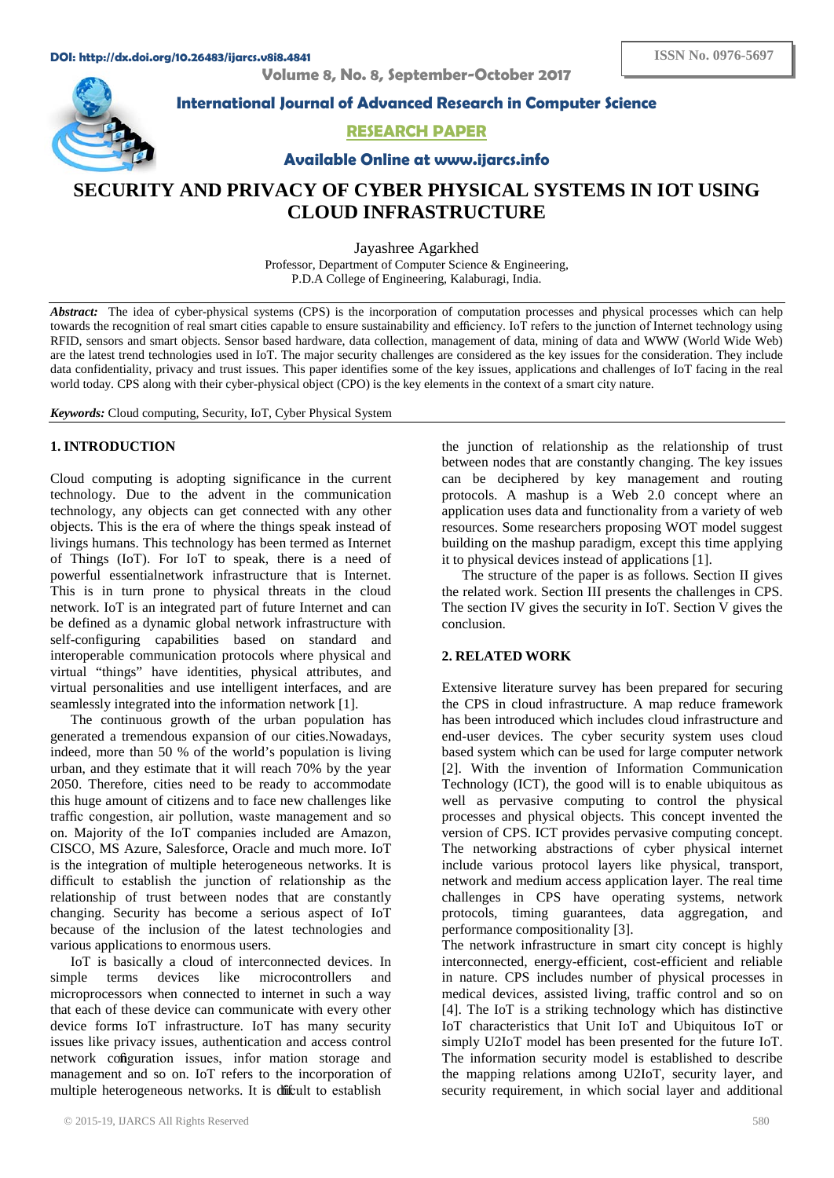# SECURITY AND PRIVACY OF CYBER PHYSICAL SYSTEMS IN IOT USING CLOUD INFRASTRUCTURE

Jayashree Agarkhed
Professor, Department of Computer Science & Engineering,
P.D.A College of Engineering, Kalaburagi, India.

***Abstract:*** The idea of cyber-physical systems (CPS) is the incorporation of computation processes and physical processes which can help towards the recognition of real smart cities capable to ensure sustainability and efficiency. IoT refers to the junction of Internet technology using RFID, sensors and smart objects. Sensor based hardware, data collection, management of data, mining of data and WWW (World Wide Web) are the latest trend technologies used in IoT. The major security challenges are considered as the key issues for the consideration. They include data confidentiality, privacy and trust issues. This paper identifies some of the key issues, applications and challenges of IoT facing in the real world today. CPS along with their cyber-physical object (CPO) is the key elements in the context of a smart city nature.

***Keywords:*** Cloud computing, Security, IoT, Cyber Physical System

## 1. INTRODUCTION

Cloud computing is adopting significance in the current technology. Due to the advent in the communication technology, any objects can get connected with any other objects. This is the era of where the things speak instead of livings humans. This technology has been termed as Internet of Things (IoT). For IoT to speak, there is a need of powerful essentialnetwork infrastructure that is Internet. This is in turn prone to physical threats in the cloud network. IoT is an integrated part of future Internet and can be defined as a dynamic global network infrastructure with self-configuring capabilities based on standard and interoperable communication protocols where physical and virtual "things" have identities, physical attributes, and virtual personalities and use intelligent interfaces, and are seamlessly integrated into the information network [1].

The continuous growth of the urban population has generated a tremendous expansion of our cities.Nowadays, indeed, more than 50 % of the world's population is living urban, and they estimate that it will reach 70% by the year 2050. Therefore, cities need to be ready to accommodate this huge amount of citizens and to face new challenges like traffic congestion, air pollution, waste management and so on. Majority of the IoT companies included are Amazon, CISCO, MS Azure, Salesforce, Oracle and much more. IoT is the integration of multiple heterogeneous networks. It is difficult to establish the junction of relationship as the relationship of trust between nodes that are constantly changing. Security has become a serious aspect of IoT because of the inclusion of the latest technologies and various applications to enormous users.

IoT is basically a cloud of interconnected devices. In simple terms devices like microcontrollers and microprocessors when connected to internet in such a way that each of these device can communicate with every other device forms IoT infrastructure. IoT has many security issues like privacy issues, authentication and access control network configuration issues, infor mation storage and management and so on. IoT refers to the incorporation of multiple heterogeneous networks. It is difficult to establish the junction of relationship as the relationship of trust between nodes that are constantly changing. The key issues can be deciphered by key management and routing protocols. A mashup is a Web 2.0 concept where an application uses data and functionality from a variety of web resources. Some researchers proposing WOT model suggest building on the mashup paradigm, except this time applying it to physical devices instead of applications [1].

The structure of the paper is as follows. Section II gives the related work. Section III presents the challenges in CPS. The section IV gives the security in IoT. Section V gives the conclusion.

## 2. RELATED WORK

Extensive literature survey has been prepared for securing the CPS in cloud infrastructure. A map reduce framework has been introduced which includes cloud infrastructure and end-user devices. The cyber security system uses cloud based system which can be used for large computer network [2]. With the invention of Information Communication Technology (ICT), the good will is to enable ubiquitous as well as pervasive computing to control the physical processes and physical objects. This concept invented the version of CPS. ICT provides pervasive computing concept. The networking abstractions of cyber physical internet include various protocol layers like physical, transport, network and medium access application layer. The real time challenges in CPS have operating systems, network protocols, timing guarantees, data aggregation, and performance compositionality [3].

The network infrastructure in smart city concept is highly interconnected, energy-efficient, cost-efficient and reliable in nature. CPS includes number of physical processes in medical devices, assisted living, traffic control and so on [4]. The IoT is a striking technology which has distinctive IoT characteristics that Unit IoT and Ubiquitous IoT or simply U2IoT model has been presented for the future IoT. The information security model is established to describe the mapping relations among U2IoT, security layer, and security requirement, in which social layer and additional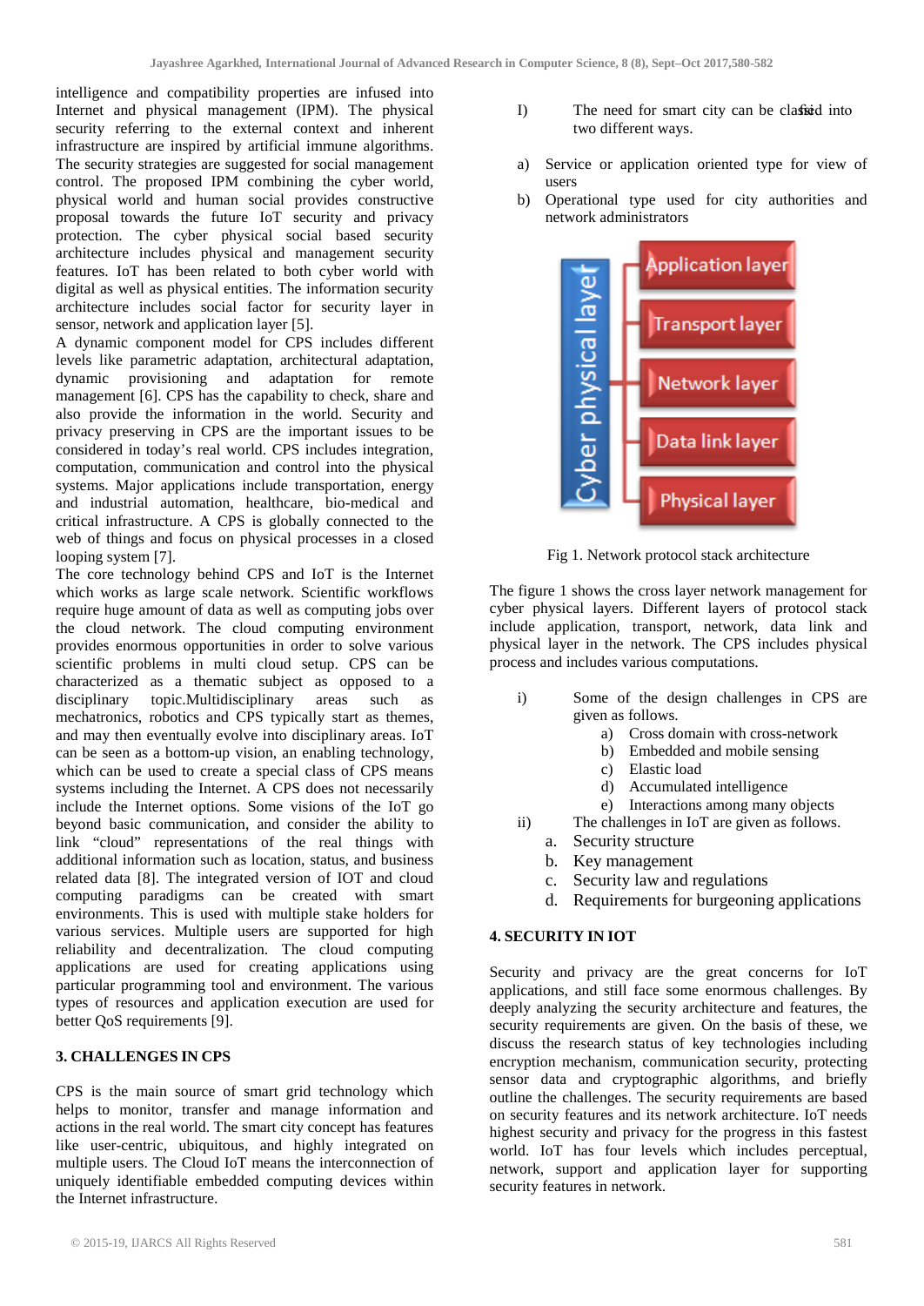intelligence and compatibility properties are infused into Internet and physical management (IPM). The physical security referring to the external context and inherent infrastructure are inspired by artificial immune algorithms. The security strategies are suggested for social management control. The proposed IPM combining the cyber world, physical world and human social provides constructive proposal towards the future IoT security and privacy protection. The cyber physical social based security architecture includes physical and management security features. IoT has been related to both cyber world with digital as well as physical entities. The information security architecture includes social factor for security layer in sensor, network and application layer [5].

A dynamic component model for CPS includes different levels like parametric adaptation, architectural adaptation, dynamic provisioning and adaptation for remote management [6]. CPS has the capability to check, share and also provide the information in the world. Security and privacy preserving in CPS are the important issues to be considered in today's real world. CPS includes integration, computation, communication and control into the physical systems. Major applications include transportation, energy and industrial automation, healthcare, bio-medical and critical infrastructure. A CPS is globally connected to the web of things and focus on physical processes in a closed looping system [7].

The core technology behind CPS and IoT is the Internet which works as large scale network. Scientific workflows require huge amount of data as well as computing jobs over the cloud network. The cloud computing environment provides enormous opportunities in order to solve various scientific problems in multi cloud setup. CPS can be characterized as a thematic subject as opposed to a disciplinary topic.Multidisciplinary areas such as mechatronics, robotics and CPS typically start as themes, and may then eventually evolve into disciplinary areas. IoT can be seen as a bottom-up vision, an enabling technology, which can be used to create a special class of CPS means systems including the Internet. A CPS does not necessarily include the Internet options. Some visions of the IoT go beyond basic communication, and consider the ability to link "cloud" representations of the real things with additional information such as location, status, and business related data [8]. The integrated version of IOT and cloud computing paradigms can be created with smart environments. This is used with multiple stake holders for various services. Multiple users are supported for high reliability and decentralization. The cloud computing applications are used for creating applications using particular programming tool and environment. The various types of resources and application execution are used for better QoS requirements [9].

## 3. CHALLENGES IN CPS

CPS is the main source of smart grid technology which helps to monitor, transfer and manage information and actions in the real world. The smart city concept has features like user-centric, ubiquitous, and highly integrated on multiple users. The Cloud IoT means the interconnection of uniquely identifiable embedded computing devices within the Internet infrastructure.

I) The need for smart city can be classified into two different ways.

a) Service or application oriented type for view of users
b) Operational type used for city authorities and network administrators

Fig 1. Network protocol stack architecture

The figure 1 shows the cross layer network management for cyber physical layers. Different layers of protocol stack include application, transport, network, data link and physical layer in the network. The CPS includes physical process and includes various computations.

i) Some of the design challenges in CPS are given as follows.
   a) Cross domain with cross-network
   b) Embedded and mobile sensing
   c) Elastic load
   d) Accumulated intelligence
   e) Interactions among many objects

ii) The challenges in IoT are given as follows.
   a. Security structure
   b. Key management
   c. Security law and regulations
   d. Requirements for burgeoning applications

## 4. SECURITY IN IOT

Security and privacy are the great concerns for IoT applications, and still face some enormous challenges. By deeply analyzing the security architecture and features, the security requirements are given. On the basis of these, we discuss the research status of key technologies including encryption mechanism, communication security, protecting sensor data and cryptographic algorithms, and briefly outline the challenges. The security requirements are based on security features and its network architecture. IoT needs highest security and privacy for the progress in this fastest world. IoT has four levels which includes perceptual, network, support and application layer for supporting security features in network.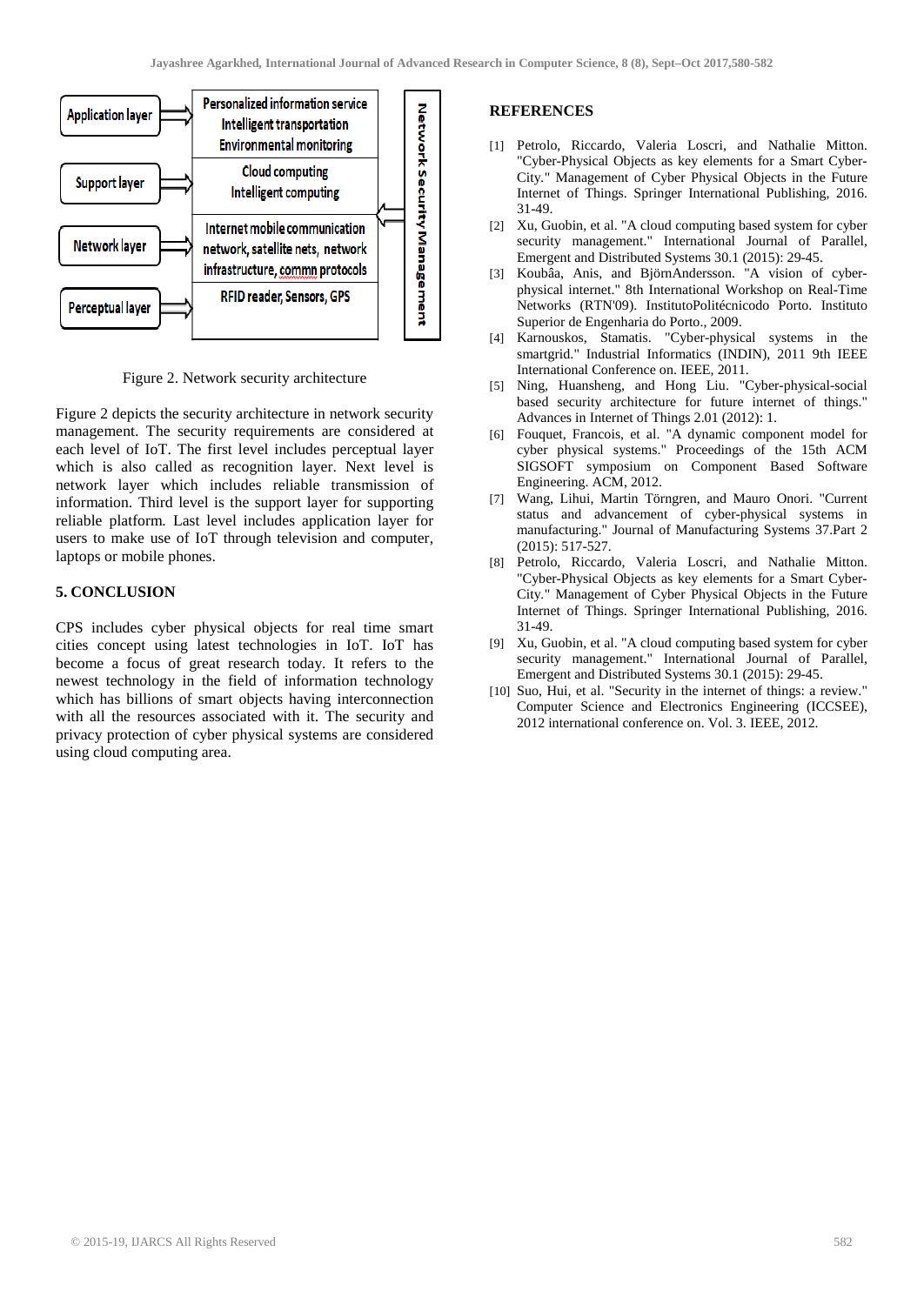Application layer

Support layer

Network layer

Perceptual layer

Personalized information service
Intelligent transportation
Environmental monitoring

Cloud computing
Intelligent computing

Internet mobile communication
network, satellite nets, network
infrastructure, commn protocols

RFID reader, Sensors, GPS

Network Security Management

Figure 2. Network security architecture

Figure 2 depicts the security architecture in network security management. The security requirements are considered at each level of IoT. The first level includes perceptual layer which is also called as recognition layer. Next level is network layer which includes reliable transmission of information. Third level is the support layer for supporting reliable platform. Last level includes application layer for users to make use of IoT through television and computer, laptops or mobile phones.

## 5. CONCLUSION

CPS includes cyber physical objects for real time smart cities concept using latest technologies in IoT. IoT has become a focus of great research today. It refers to the newest technology in the field of information technology which has billions of smart objects having interconnection with all the resources associated with it. The security and privacy protection of cyber physical systems are considered using cloud computing area.

## REFERENCES

[1] Petrolo, Riccardo, Valeria Loscri, and Nathalie Mitton. "Cyber-Physical Objects as key elements for a Smart Cyber-City." Management of Cyber Physical Objects in the Future Internet of Things. Springer International Publishing, 2016. 31-49.

[2] Xu, Guobin, et al. "A cloud computing based system for cyber security management." International Journal of Parallel, Emergent and Distributed Systems 30.1 (2015): 29-45.

[3] Koubâa, Anis, and BjörnAndersson. "A vision of cyber-physical internet." 8th International Workshop on Real-Time Networks (RTN'09). InstitutoPolitécnicodo Porto. Instituto Superior de Engenharia do Porto., 2009.

[4] Karnouskos, Stamatis. "Cyber-physical systems in the smartgrid." Industrial Informatics (INDIN), 2011 9th IEEE International Conference on. IEEE, 2011.

[5] Ning, Huansheng, and Hong Liu. "Cyber-physical-social based security architecture for future internet of things." Advances in Internet of Things 2.01 (2012): 1.

[6] Fouquet, Francois, et al. "A dynamic component model for cyber physical systems." Proceedings of the 15th ACM SIGSOFT symposium on Component Based Software Engineering. ACM, 2012.

[7] Wang, Lihui, Martin Törngren, and Mauro Onori. "Current status and advancement of cyber-physical systems in manufacturing." Journal of Manufacturing Systems 37.Part 2 (2015): 517-527.

[8] Petrolo, Riccardo, Valeria Loscri, and Nathalie Mitton. "Cyber-Physical Objects as key elements for a Smart Cyber-City." Management of Cyber Physical Objects in the Future Internet of Things. Springer International Publishing, 2016. 31-49.

[9] Xu, Guobin, et al. "A cloud computing based system for cyber security management." International Journal of Parallel, Emergent and Distributed Systems 30.1 (2015): 29-45.

[10] Suo, Hui, et al. "Security in the internet of things: a review." Computer Science and Electronics Engineering (ICCSEE), 2012 international conference on. Vol. 3. IEEE, 2012.